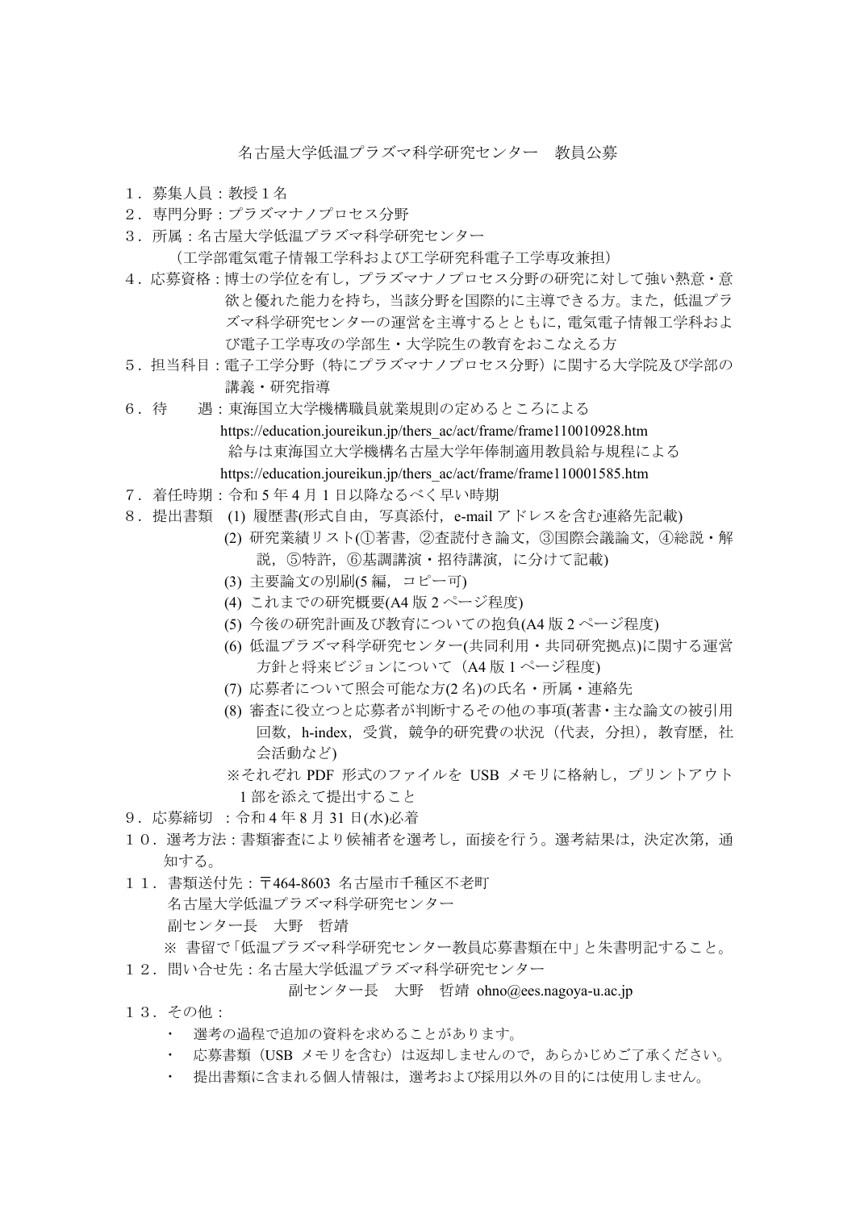# 名古屋大学低温プラズマ科学研究センター　教員公募

１．募集人員：教授１名

２．専門分野：プラズマナノプロセス分野

３．所属：名古屋大学低温プラズマ科学研究センター
　（工学部電気電子情報工学科および工学研究科電子工学専攻兼担）

４．応募資格：博士の学位を有し，プラズマナノプロセス分野の研究に対して強い熱意・意欲と優れた能力を持ち，当該分野を国際的に主導できる方。また，低温プラズマ科学研究センターの運営を主導するとともに，電気電子情報工学科および電子工学専攻の学部生・大学院生の教育をおこなえる方

５．担当科目：電子工学分野（特にプラズマナノプロセス分野）に関する大学院及び学部の講義・研究指導

６．待　　遇：東海国立大学機構職員就業規則の定めるところによる
https://education.joureikun.jp/thers_ac/act/frame/frame110010928.htm
給与は東海国立大学機構名古屋大学年俸制適用教員給与規程による
https://education.joureikun.jp/thers_ac/act/frame/frame110001585.htm

７．着任時期：令和５年４月１日以降なるべく早い時期

８．提出書類
(1) 履歴書(形式自由，写真添付，e-mail アドレスを含む連絡先記載)
(2) 研究業績リスト(①著書，②査読付き論文，③国際会議論文，④総説・解説，⑤特許，⑥基調講演・招待講演，に分けて記載)
(3) 主要論文の別刷(5 編，コピー可)
(4) これまでの研究概要(A4 版 2 ページ程度)
(5) 今後の研究計画及び教育についての抱負(A4 版 2 ページ程度)
(6) 低温プラズマ科学研究センター(共同利用・共同研究拠点)に関する運営方針と将来ビジョンについて（A4 版 1 ページ程度)
(7) 応募者について照会可能な方(2 名)の氏名・所属・連絡先
(8) 審査に役立つと応募者が判断するその他の事項(著書・主な論文の被引用回数，h-index，受賞，競争的研究費の状況（代表，分担），教育歴，社会活動など)

※それぞれ PDF 形式のファイルを USB メモリに格納し，プリントアウト１部を添えて提出すること

９．応募締切　：令和４年８月 31 日(水)必着

１０．選考方法：書類審査により候補者を選考し，面接を行う。選考結果は，決定次第，通知する。

１１．書類送付先：〒464-8603 名古屋市千種区不老町
名古屋大学低温プラズマ科学研究センター
副センター長　大野　哲靖
※ 書留で「低温プラズマ科学研究センター教員応募書類在中」と朱書明記すること。

１２．問い合せ先：名古屋大学低温プラズマ科学研究センター
副センター長　大野　哲靖 ohno@ees.nagoya-u.ac.jp

１３．その他：
- 選考の過程で追加の資料を求めることがあります。
- 応募書類（USB メモリを含む）は返却しませんので，あらかじめご了承ください。
- 提出書類に含まれる個人情報は，選考および採用以外の目的には使用しません。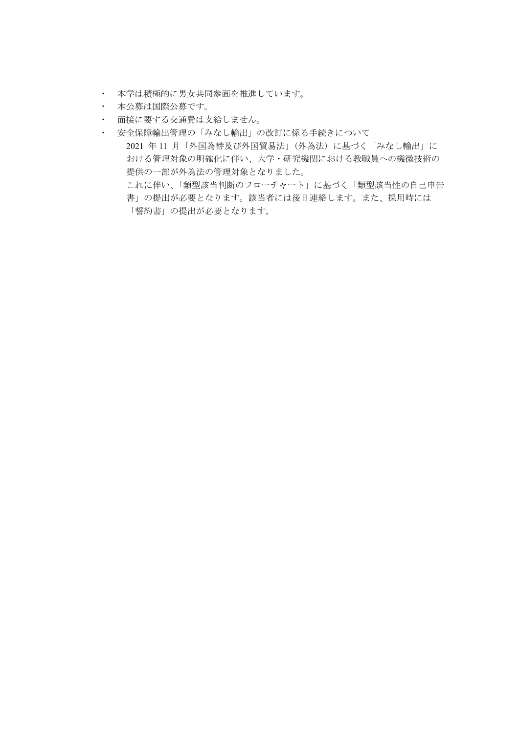- 本学は積極的に男女共同参画を推進しています。
- 本公募は国際公募です。
- 面接に要する交通費は支給しません。
- 安全保障輸出管理の「みなし輸出」の改訂に係る手続きについて

  2021 年 11 月「外国為替及び外国貿易法」（外為法）に基づく「みなし輸出」における管理対象の明確化に伴い、大学・研究機関における教職員への機微技術の提供の一部が外為法の管理対象となりました。

  これに伴い、「類型該当判断のフローチャート」に基づく「類型該当性の自己申告書」の提出が必要となります。該当者には後日連絡します。また、採用時には「誓約書」の提出が必要となります。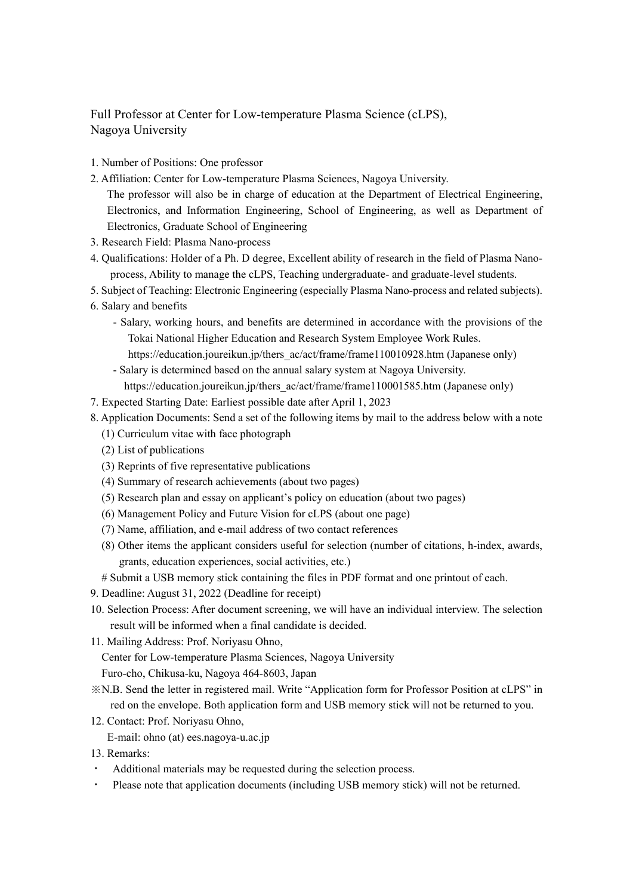# Full Professor at Center for Low-temperature Plasma Science (cLPS), Nagoya University

1. Number of Positions: One professor
2. Affiliation: Center for Low-temperature Plasma Sciences, Nagoya University.
   The professor will also be in charge of education at the Department of Electrical Engineering, Electronics, and Information Engineering, School of Engineering, as well as Department of Electronics, Graduate School of Engineering
3. Research Field: Plasma Nano-process
4. Qualifications: Holder of a Ph. D degree, Excellent ability of research in the field of Plasma Nano-process, Ability to manage the cLPS, Teaching undergraduate- and graduate-level students.
5. Subject of Teaching: Electronic Engineering (especially Plasma Nano-process and related subjects).
6. Salary and benefits
   - Salary, working hours, and benefits are determined in accordance with the provisions of the Tokai National Higher Education and Research System Employee Work Rules.
     https://education.joureikun.jp/thers_ac/act/frame/frame110010928.htm (Japanese only)
   - Salary is determined based on the annual salary system at Nagoya University.
     https://education.joureikun.jp/thers_ac/act/frame/frame110001585.htm (Japanese only)
7. Expected Starting Date: Earliest possible date after April 1, 2023
8. Application Documents: Send a set of the following items by mail to the address below with a note
   (1) Curriculum vitae with face photograph
   (2) List of publications
   (3) Reprints of five representative publications
   (4) Summary of research achievements (about two pages)
   (5) Research plan and essay on applicant's policy on education (about two pages)
   (6) Management Policy and Future Vision for cLPS (about one page)
   (7) Name, affiliation, and e-mail address of two contact references
   (8) Other items the applicant considers useful for selection (number of citations, h-index, awards, grants, education experiences, social activities, etc.)
   # Submit a USB memory stick containing the files in PDF format and one printout of each.
9. Deadline: August 31, 2022 (Deadline for receipt)
10. Selection Process: After document screening, we will have an individual interview. The selection result will be informed when a final candidate is decided.
11. Mailing Address: Prof. Noriyasu Ohno,
    Center for Low-temperature Plasma Sciences, Nagoya University
    Furo-cho, Chikusa-ku, Nagoya 464-8603, Japan
    ※N.B. Send the letter in registered mail. Write "Application form for Professor Position at cLPS" in red on the envelope. Both application form and USB memory stick will not be returned to you.
12. Contact: Prof. Noriyasu Ohno,
    E-mail: ohno (at) ees.nagoya-u.ac.jp
13. Remarks:
    - Additional materials may be requested during the selection process.
    - Please note that application documents (including USB memory stick) will not be returned.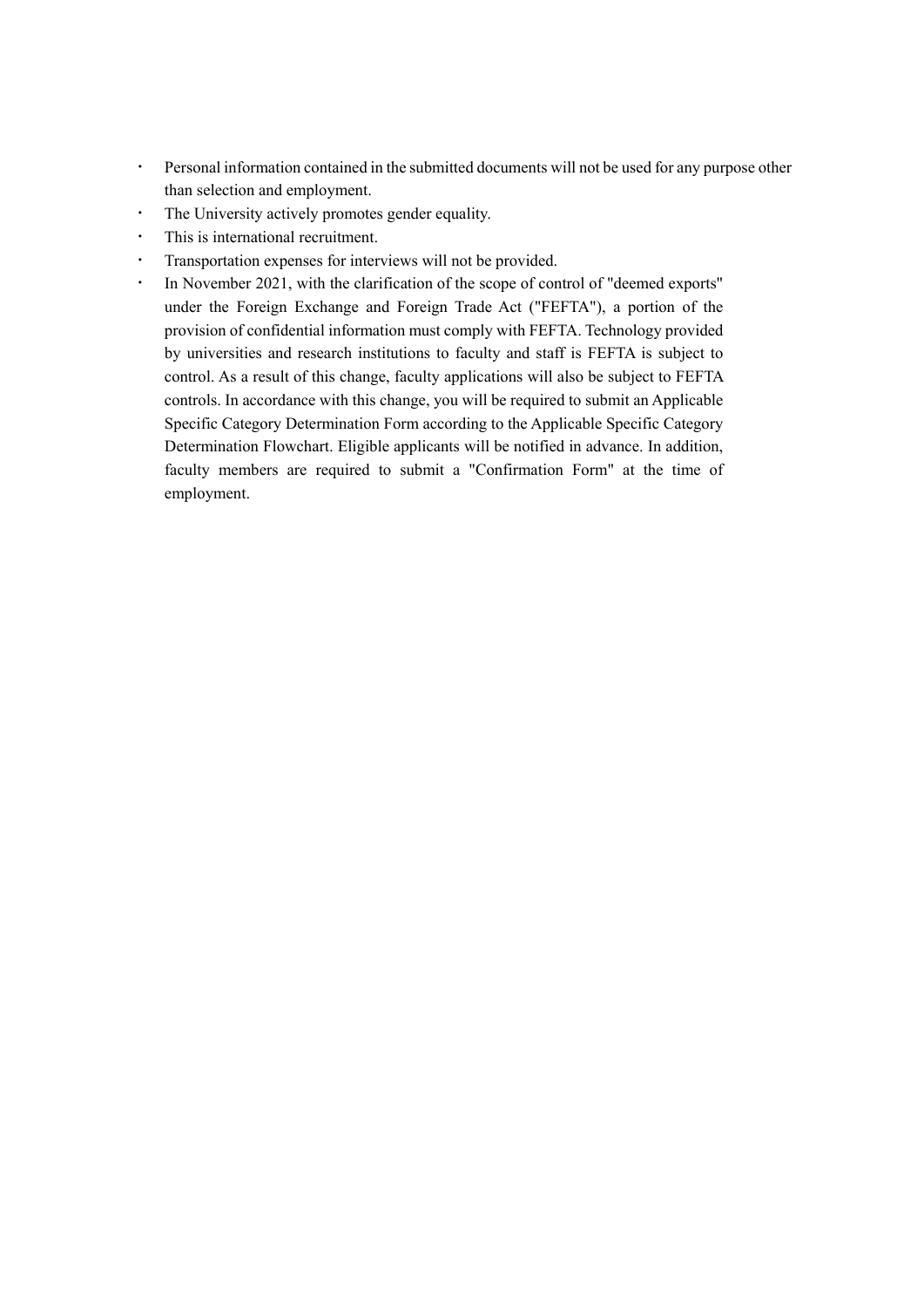- Personal information contained in the submitted documents will not be used for any purpose other than selection and employment.
- The University actively promotes gender equality.
- This is international recruitment.
- Transportation expenses for interviews will not be provided.
- In November 2021, with the clarification of the scope of control of "deemed exports" under the Foreign Exchange and Foreign Trade Act ("FEFTA"), a portion of the provision of confidential information must comply with FEFTA. Technology provided by universities and research institutions to faculty and staff is FEFTA is subject to control. As a result of this change, faculty applications will also be subject to FEFTA controls. In accordance with this change, you will be required to submit an Applicable Specific Category Determination Form according to the Applicable Specific Category Determination Flowchart. Eligible applicants will be notified in advance. In addition, faculty members are required to submit a "Confirmation Form" at the time of employment.